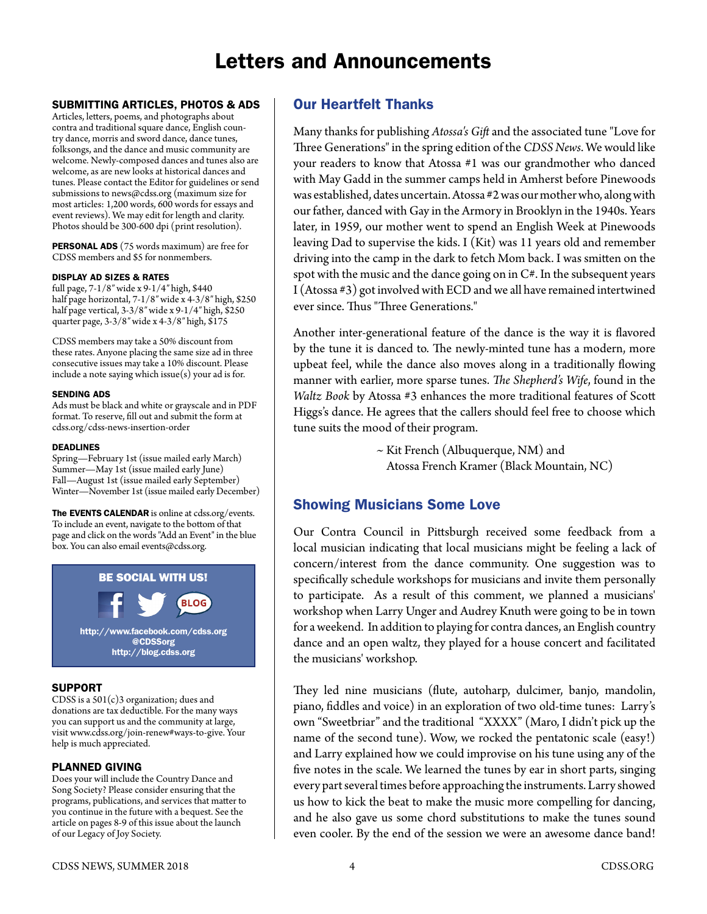# Letters and Announcements

## SUBMITTING ARTICLES, PHOTOS & ADS

Articles, letters, poems, and photographs about contra and traditional square dance, English country dance, morris and sword dance, dance tunes, folksongs, and the dance and music community are welcome. Newly-composed dances and tunes also are welcome, as are new looks at historical dances and tunes. Please contact the Editor for guidelines or send submissions to news@cdss.org (maximum size for most articles: 1,200 words, 600 words for essays and event reviews). We may edit for length and clarity. Photos should be 300-600 dpi (print resolution).

**PERSONAL ADS** (75 words maximum) are free for CDSS members and $5 for nonmembers.

### DISPLAY AD SIZES & RATES

full page, 7-1/8″ wide x 9-1/4″ high, $440
half page horizontal, 7-1/8″ wide x 4-3/8″ high, $250
half page vertical, 3-3/8″ wide x 9-1/4″ high, $250
quarter page, 3-3/8″ wide x 4-3/8″ high, $175

CDSS members may take a 50% discount from these rates. Anyone placing the same size ad in three consecutive issues may take a 10% discount. Please include a note saying which issue(s) your ad is for.

### SENDING ADS

Ads must be black and white or grayscale and in PDF format. To reserve, fill out and submit the form at cdss.org/cdss-news-insertion-order

### DEADLINES

Spring—February 1st (issue mailed early March)
Summer—May 1st (issue mailed early June)
Fall—August 1st (issue mailed early September)
Winter—November 1st (issue mailed early December)

**The EVENTS CALENDAR** is online at cdss.org/events. To include an event, navigate to the bottom of that page and click on the words "Add an Event" in the blue box. You can also email events@cdss.org.

**BE SOCIAL WITH US!**

http://www.facebook.com/cdss.org
@CDSSorg
http://blog.cdss.org

## SUPPORT

CDSS is a 501(c)3 organization; dues and donations are tax deductible. For the many ways you can support us and the community at large, visit www.cdss.org/join-renew#ways-to-give. Your help is much appreciated.

## PLANNED GIVING

Does your will include the Country Dance and Song Society? Please consider ensuring that the programs, publications, and services that matter to you continue in the future with a bequest. See the article on pages 8-9 of this issue about the launch of our Legacy of Joy Society.

## Our Heartfelt Thanks

Many thanks for publishing *Atossa's Gift* and the associated tune "Love for Three Generations" in the spring edition of the *CDSS News*. We would like your readers to know that Atossa #1 was our grandmother who danced with May Gadd in the summer camps held in Amherst before Pinewoods was established, dates uncertain. Atossa #2 was our mother who, along with our father, danced with Gay in the Armory in Brooklyn in the 1940s. Years later, in 1959, our mother went to spend an English Week at Pinewoods leaving Dad to supervise the kids. I (Kit) was 11 years old and remember driving into the camp in the dark to fetch Mom back. I was smitten on the spot with the music and the dance going on in C#. In the subsequent years I (Atossa #3) got involved with ECD and we all have remained intertwined ever since. Thus "Three Generations."

Another inter-generational feature of the dance is the way it is flavored by the tune it is danced to. The newly-minted tune has a modern, more upbeat feel, while the dance also moves along in a traditionally flowing manner with earlier, more sparse tunes. *The Shepherd's Wife*, found in the *Waltz Book* by Atossa #3 enhances the more traditional features of Scott Higgs's dance. He agrees that the callers should feel free to choose which tune suits the mood of their program.

~ Kit French (Albuquerque, NM) and
Atossa French Kramer (Black Mountain, NC)

## Showing Musicians Some Love

Our Contra Council in Pittsburgh received some feedback from a local musician indicating that local musicians might be feeling a lack of concern/interest from the dance community. One suggestion was to specifically schedule workshops for musicians and invite them personally to participate. As a result of this comment, we planned a musicians' workshop when Larry Unger and Audrey Knuth were going to be in town for a weekend. In addition to playing for contra dances, an English country dance and an open waltz, they played for a house concert and facilitated the musicians' workshop.

They led nine musicians (flute, autoharp, dulcimer, banjo, mandolin, piano, fiddles and voice) in an exploration of two old-time tunes: Larry's own "Sweetbriar" and the traditional "XXXX" (Maro, I didn't pick up the name of the second tune). Wow, we rocked the pentatonic scale (easy!) and Larry explained how we could improvise on his tune using any of the five notes in the scale. We learned the tunes by ear in short parts, singing every part several times before approaching the instruments. Larry showed us how to kick the beat to make the music more compelling for dancing, and he also gave us some chord substitutions to make the tunes sound even cooler. By the end of the session we were an awesome dance band!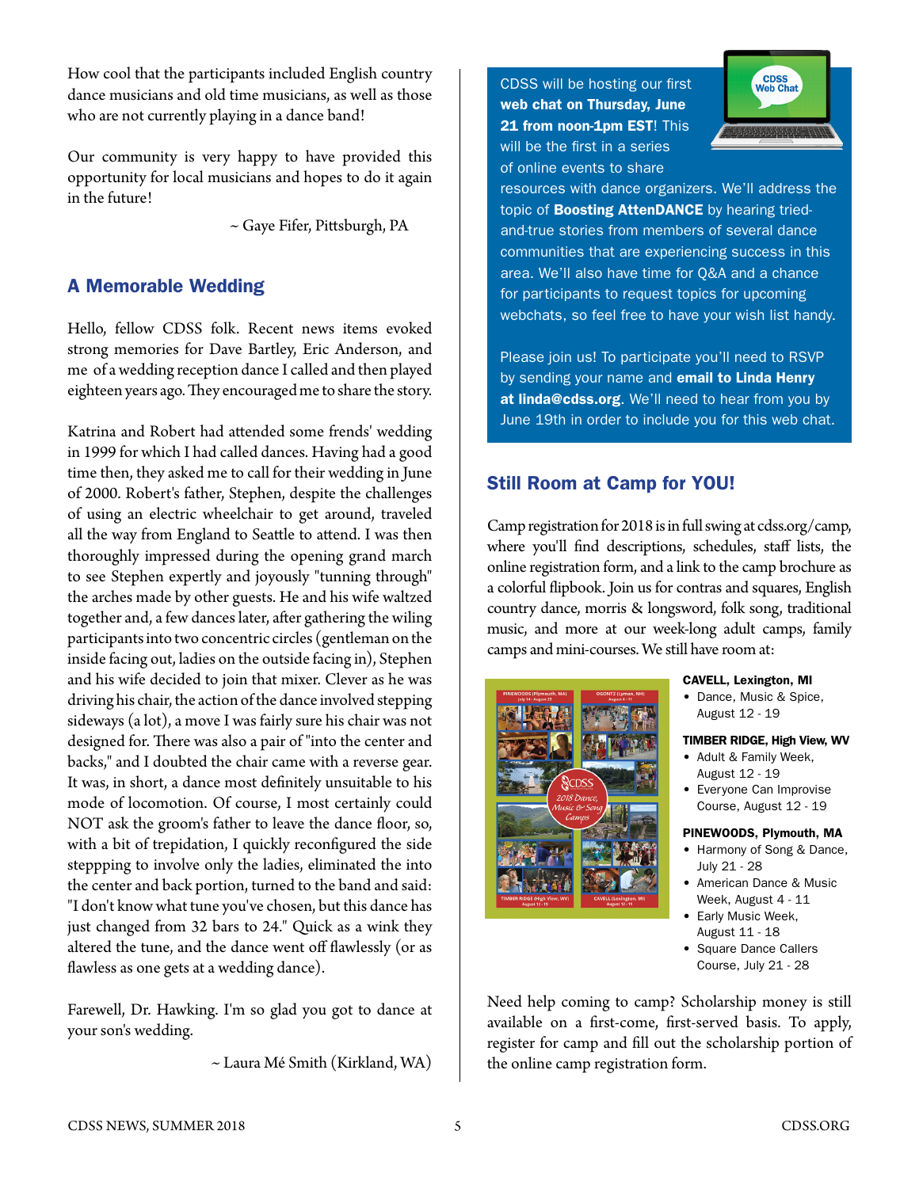How cool that the participants included English country dance musicians and old time musicians, as well as those who are not currently playing in a dance band!

Our community is very happy to have provided this opportunity for local musicians and hopes to do it again in the future!

~ Gaye Fifer, Pittsburgh, PA

## A Memorable Wedding

Hello, fellow CDSS folk. Recent news items evoked strong memories for Dave Bartley, Eric Anderson, and me of a wedding reception dance I called and then played eighteen years ago. They encouraged me to share the story.

Katrina and Robert had attended some frends' wedding in 1999 for which I had called dances. Having had a good time then, they asked me to call for their wedding in June of 2000. Robert's father, Stephen, despite the challenges of using an electric wheelchair to get around, traveled all the way from England to Seattle to attend. I was then thoroughly impressed during the opening grand march to see Stephen expertly and joyously "tunning through" the arches made by other guests. He and his wife waltzed together and, a few dances later, after gathering the wiling participants into two concentric circles (gentleman on the inside facing out, ladies on the outside facing in), Stephen and his wife decided to join that mixer. Clever as he was driving his chair, the action of the dance involved stepping sideways (a lot), a move I was fairly sure his chair was not designed for. There was also a pair of "into the center and backs," and I doubted the chair came with a reverse gear. It was, in short, a dance most definitely unsuitable to his mode of locomotion. Of course, I most certainly could NOT ask the groom's father to leave the dance floor, so, with a bit of trepidation, I quickly reconfigured the side steppping to involve only the ladies, eliminated the into the center and back portion, turned to the band and said: "I don't know what tune you've chosen, but this dance has just changed from 32 bars to 24." Quick as a wink they altered the tune, and the dance went off flawlessly (or as flawless as one gets at a wedding dance).

Farewell, Dr. Hawking. I'm so glad you got to dance at your son's wedding.

~ Laura Mé Smith (Kirkland, WA)

CDSS Web Chat

CDSS will be hosting our first **web chat on Thursday, June 21 from noon-1pm EST**! This will be the first in a series of online events to share resources with dance organizers. We'll address the topic of **Boosting AttenDANCE** by hearing tried-and-true stories from members of several dance communities that are experiencing success in this area. We'll also have time for Q&A and a chance for participants to request topics for upcoming webchats, so feel free to have your wish list handy.

Please join us! To participate you'll need to RSVP by sending your name and **email to Linda Henry at linda@cdss.org**. We'll need to hear from you by June 19th in order to include you for this web chat.

## Still Room at Camp for YOU!

Camp registration for 2018 is in full swing at cdss.org/camp, where you'll find descriptions, schedules, staff lists, the online registration form, and a link to the camp brochure as a colorful flipbook. Join us for contras and squares, English country dance, morris & longsword, folk song, traditional music, and more at our week-long adult camps, family camps and mini-courses. We still have room at:

**CAVELL, Lexington, MI**
- Dance, Music & Spice, August 12 - 19

**TIMBER RIDGE, High View, WV**
- Adult & Family Week, August 12 - 19
- Everyone Can Improvise Course, August 12 - 19

**PINEWOODS, Plymouth, MA**
- Harmony of Song & Dance, July 21 - 28
- American Dance & Music Week, August 4 - 11
- Early Music Week, August 11 - 18
- Square Dance Callers Course, July 21 - 28

Need help coming to camp? Scholarship money is still available on a first-come, first-served basis. To apply, register for camp and fill out the scholarship portion of the online camp registration form.